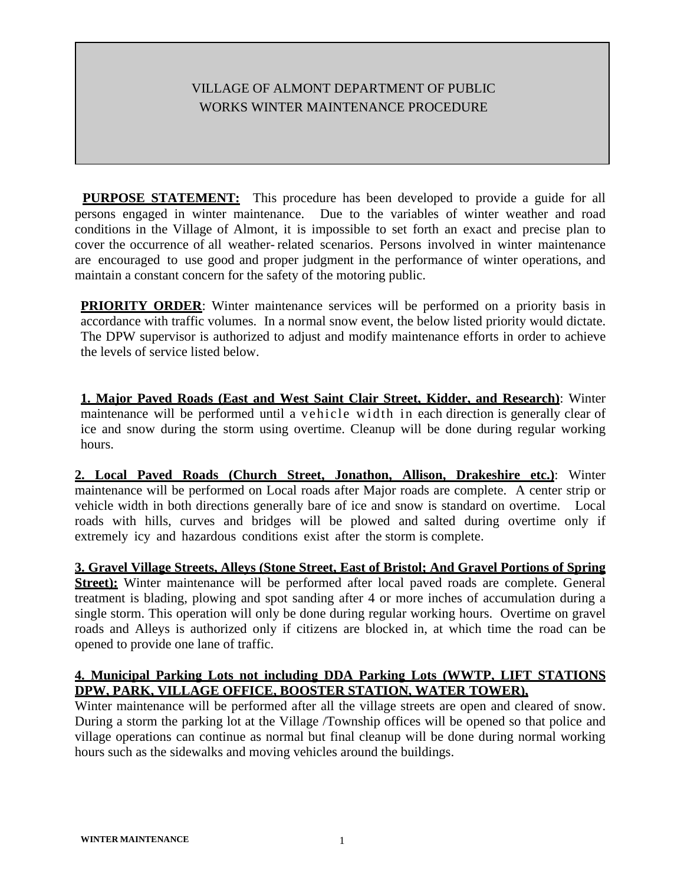# VILLAGE OF ALMONT DEPARTMENT OF PUBLIC WORKS WINTER MAINTENANCE PROCEDURE

**PURPOSE STATEMENT:** This procedure has been developed to provide a guide for all persons engaged in winter maintenance. Due to the variables of winter weather and road conditions in the Village of Almont, it is impossible to set forth an exact and precise plan to cover the occurrence of all weather-related scenarios. Persons involved in winter maintenance are encouraged to use good and proper judgment in the performance of winter operations, and maintain a constant concern for the safety of the motoring public.

**PRIORITY ORDER**: Winter maintenance services will be performed on a priority basis in accordance with traffic volumes. In a normal snow event, the below listed priority would dictate. The DPW supervisor is authorized to adjust and modify maintenance efforts in order to achieve the levels of service listed below.

**1. Major Paved Roads (East and West Saint Clair Street, Kidder, and Research)**: Winter maintenance will be performed until a vehicle width in each direction is generally clear of ice and snow during the storm using overtime. Cleanup will be done during regular working hours.

**2. Local Paved Roads (Church Street, Jonathon, Allison, Drakeshire etc.)**: Winter maintenance will be performed on Local roads after Major roads are complete. A center strip or vehicle width in both directions generally bare of ice and snow is standard on overtime. Local roads with hills, curves and bridges will be plowed and salted during overtime only if extremely icy and hazardous conditions exist after the storm is complete.

**3. Gravel Village Streets, Alleys (Stone Street, East of Bristol; And Gravel Portions of Spring Street):** Winter maintenance will be performed after local paved roads are complete. General treatment is blading, plowing and spot sanding after 4 or more inches of accumulation during a single storm. This operation will only be done during regular working hours. Overtime on gravel roads and Alleys is authorized only if citizens are blocked in, at which time the road can be opened to provide one lane of traffic.

**4. Municipal Parking Lots not including DDA Parking Lots (WWTP, LIFT STATIONS DPW, PARK, VILLAGE OFFICE, BOOSTER STATION, WATER TOWER),**
Winter maintenance will be performed after all the village streets are open and cleared of snow. During a storm the parking lot at the Village /Township offices will be opened so that police and village operations can continue as normal but final cleanup will be done during normal working hours such as the sidewalks and moving vehicles around the buildings.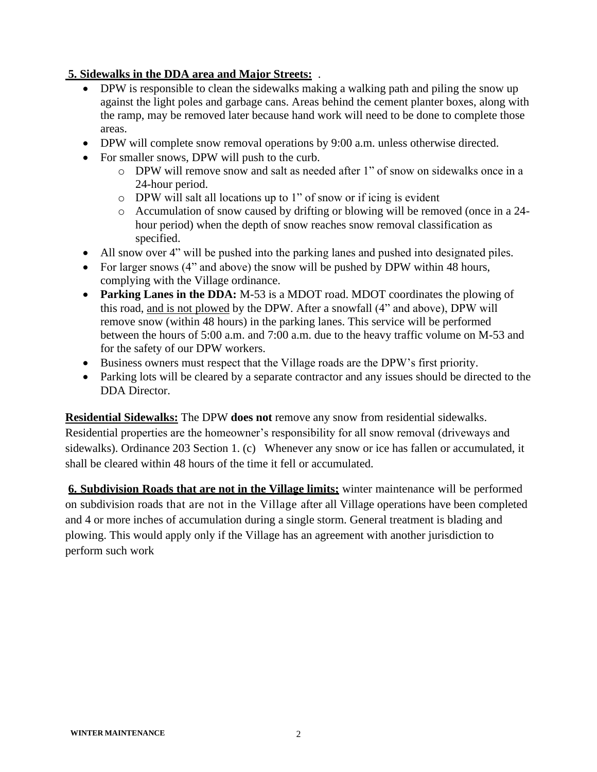**5. Sidewalks in the DDA area and Major Streets:** .

- DPW is responsible to clean the sidewalks making a walking path and piling the snow up against the light poles and garbage cans. Areas behind the cement planter boxes, along with the ramp, may be removed later because hand work will need to be done to complete those areas.
- DPW will complete snow removal operations by 9:00 a.m. unless otherwise directed.
- For smaller snows, DPW will push to the curb.
  - DPW will remove snow and salt as needed after 1" of snow on sidewalks once in a 24-hour period.
  - DPW will salt all locations up to 1" of snow or if icing is evident
  - Accumulation of snow caused by drifting or blowing will be removed (once in a 24-hour period) when the depth of snow reaches snow removal classification as specified.
- All snow over 4" will be pushed into the parking lanes and pushed into designated piles.
- For larger snows (4" and above) the snow will be pushed by DPW within 48 hours, complying with the Village ordinance.
- **Parking Lanes in the DDA:** M-53 is a MDOT road. MDOT coordinates the plowing of this road, and is not plowed by the DPW. After a snowfall (4" and above), DPW will remove snow (within 48 hours) in the parking lanes. This service will be performed between the hours of 5:00 a.m. and 7:00 a.m. due to the heavy traffic volume on M-53 and for the safety of our DPW workers.
- Business owners must respect that the Village roads are the DPW's first priority.
- Parking lots will be cleared by a separate contractor and any issues should be directed to the DDA Director.

**Residential Sidewalks:** The DPW **does not** remove any snow from residential sidewalks. Residential properties are the homeowner's responsibility for all snow removal (driveways and sidewalks). Ordinance 203 Section 1. (c) Whenever any snow or ice has fallen or accumulated, it shall be cleared within 48 hours of the time it fell or accumulated.

**6. Subdivision Roads that are not in the Village limits;** winter maintenance will be performed on subdivision roads that are not in the Village after all Village operations have been completed and 4 or more inches of accumulation during a single storm. General treatment is blading and plowing. This would apply only if the Village has an agreement with another jurisdiction to perform such work